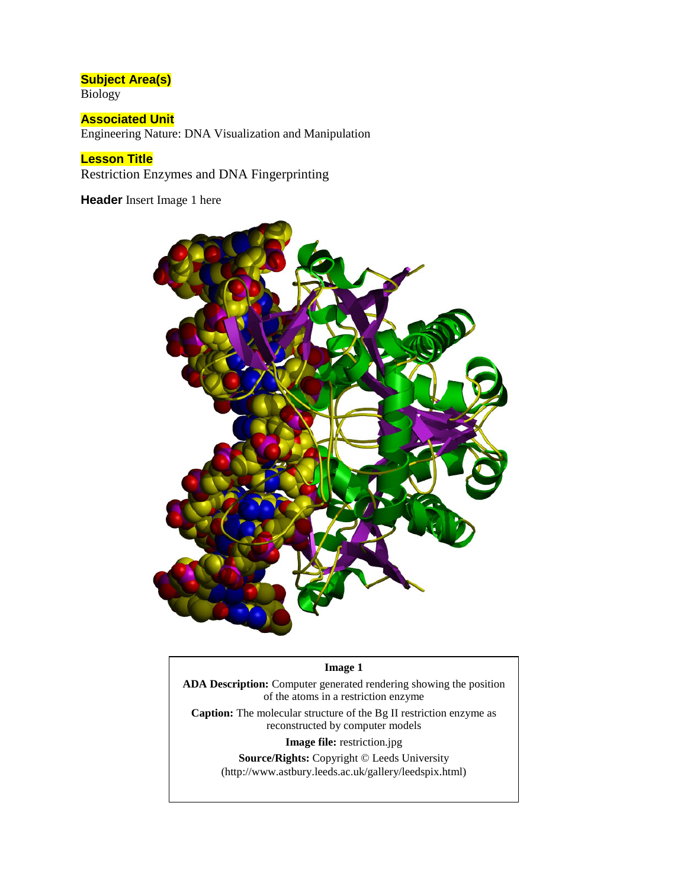**Subject Area(s)**
Biology

**Associated Unit**
Engineering Nature: DNA Visualization and Manipulation

**Lesson Title**
Restriction Enzymes and DNA Fingerprinting

**Header** Insert Image 1 here

**Image 1**

**ADA Description:** Computer generated rendering showing the position of the atoms in a restriction enzyme

**Caption:** The molecular structure of the Bg II restriction enzyme as reconstructed by computer models

**Image file:** restriction.jpg

**Source/Rights:** Copyright © Leeds University (http://www.astbury.leeds.ac.uk/gallery/leedspix.html)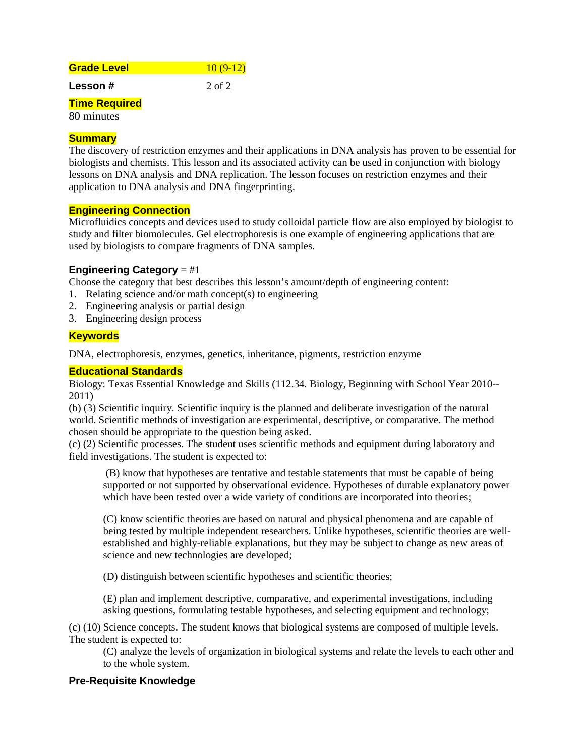**Grade Level** 10 (9-12)

**Lesson #** 2 of 2

**Time Required**
80 minutes

**Summary**
The discovery of restriction enzymes and their applications in DNA analysis has proven to be essential for biologists and chemists. This lesson and its associated activity can be used in conjunction with biology lessons on DNA analysis and DNA replication. The lesson focuses on restriction enzymes and their application to DNA analysis and DNA fingerprinting.

**Engineering Connection**
Microfluidics concepts and devices used to study colloidal particle flow are also employed by biologist to study and filter biomolecules. Gel electrophoresis is one example of engineering applications that are used by biologists to compare fragments of DNA samples.

**Engineering Category** = #1
Choose the category that best describes this lesson's amount/depth of engineering content:
1. Relating science and/or math concept(s) to engineering
2. Engineering analysis or partial design
3. Engineering design process

**Keywords**

DNA, electrophoresis, enzymes, genetics, inheritance, pigments, restriction enzyme

**Educational Standards**
Biology: Texas Essential Knowledge and Skills (112.34. Biology, Beginning with School Year 2010--2011)
(b) (3) Scientific inquiry. Scientific inquiry is the planned and deliberate investigation of the natural world. Scientific methods of investigation are experimental, descriptive, or comparative. The method chosen should be appropriate to the question being asked.
(c) (2) Scientific processes. The student uses scientific methods and equipment during laboratory and field investigations. The student is expected to:

> (B) know that hypotheses are tentative and testable statements that must be capable of being supported or not supported by observational evidence. Hypotheses of durable explanatory power which have been tested over a wide variety of conditions are incorporated into theories;
>
> (C) know scientific theories are based on natural and physical phenomena and are capable of being tested by multiple independent researchers. Unlike hypotheses, scientific theories are well-established and highly-reliable explanations, but they may be subject to change as new areas of science and new technologies are developed;
>
> (D) distinguish between scientific hypotheses and scientific theories;
>
> (E) plan and implement descriptive, comparative, and experimental investigations, including asking questions, formulating testable hypotheses, and selecting equipment and technology;

(c) (10) Science concepts. The student knows that biological systems are composed of multiple levels. The student is expected to:

> (C) analyze the levels of organization in biological systems and relate the levels to each other and to the whole system.

**Pre-Requisite Knowledge**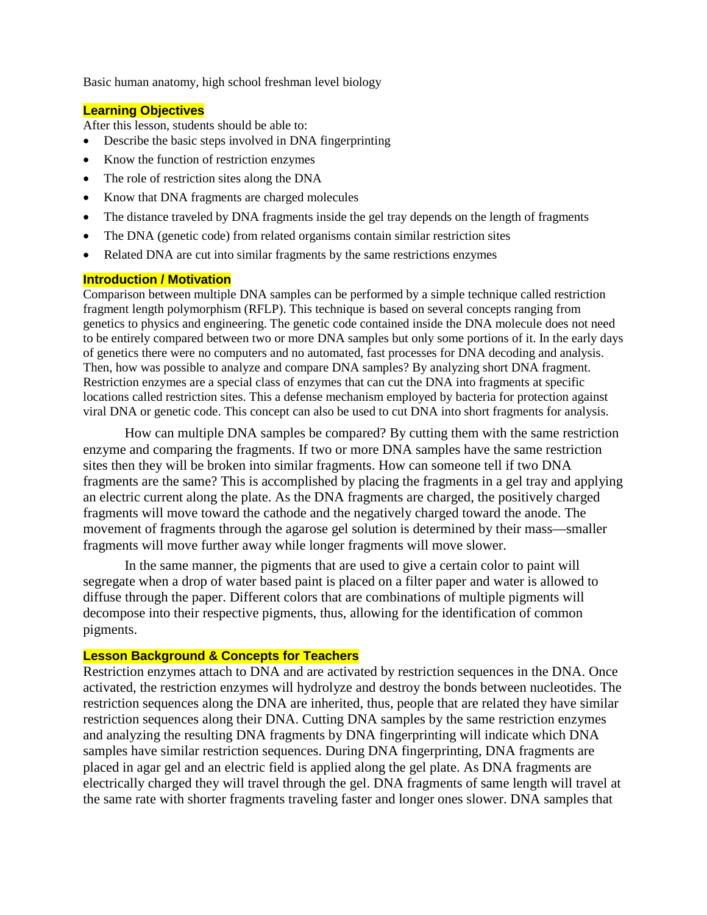Basic human anatomy, high school freshman level biology

## Learning Objectives

After this lesson, students should be able to:

- Describe the basic steps involved in DNA fingerprinting
- Know the function of restriction enzymes
- The role of restriction sites along the DNA
- Know that DNA fragments are charged molecules
- The distance traveled by DNA fragments inside the gel tray depends on the length of fragments
- The DNA (genetic code) from related organisms contain similar restriction sites
- Related DNA are cut into similar fragments by the same restrictions enzymes

## Introduction / Motivation

Comparison between multiple DNA samples can be performed by a simple technique called restriction fragment length polymorphism (RFLP). This technique is based on several concepts ranging from genetics to physics and engineering. The genetic code contained inside the DNA molecule does not need to be entirely compared between two or more DNA samples but only some portions of it. In the early days of genetics there were no computers and no automated, fast processes for DNA decoding and analysis. Then, how was possible to analyze and compare DNA samples? By analyzing short DNA fragment. Restriction enzymes are a special class of enzymes that can cut the DNA into fragments at specific locations called restriction sites. This a defense mechanism employed by bacteria for protection against viral DNA or genetic code. This concept can also be used to cut DNA into short fragments for analysis.

How can multiple DNA samples be compared? By cutting them with the same restriction enzyme and comparing the fragments. If two or more DNA samples have the same restriction sites then they will be broken into similar fragments. How can someone tell if two DNA fragments are the same? This is accomplished by placing the fragments in a gel tray and applying an electric current along the plate. As the DNA fragments are charged, the positively charged fragments will move toward the cathode and the negatively charged toward the anode. The movement of fragments through the agarose gel solution is determined by their mass—smaller fragments will move further away while longer fragments will move slower.

In the same manner, the pigments that are used to give a certain color to paint will segregate when a drop of water based paint is placed on a filter paper and water is allowed to diffuse through the paper. Different colors that are combinations of multiple pigments will decompose into their respective pigments, thus, allowing for the identification of common pigments.

## Lesson Background & Concepts for Teachers

Restriction enzymes attach to DNA and are activated by restriction sequences in the DNA. Once activated, the restriction enzymes will hydrolyze and destroy the bonds between nucleotides. The restriction sequences along the DNA are inherited, thus, people that are related they have similar restriction sequences along their DNA. Cutting DNA samples by the same restriction enzymes and analyzing the resulting DNA fragments by DNA fingerprinting will indicate which DNA samples have similar restriction sequences. During DNA fingerprinting, DNA fragments are placed in agar gel and an electric field is applied along the gel plate. As DNA fragments are electrically charged they will travel through the gel. DNA fragments of same length will travel at the same rate with shorter fragments traveling faster and longer ones slower. DNA samples that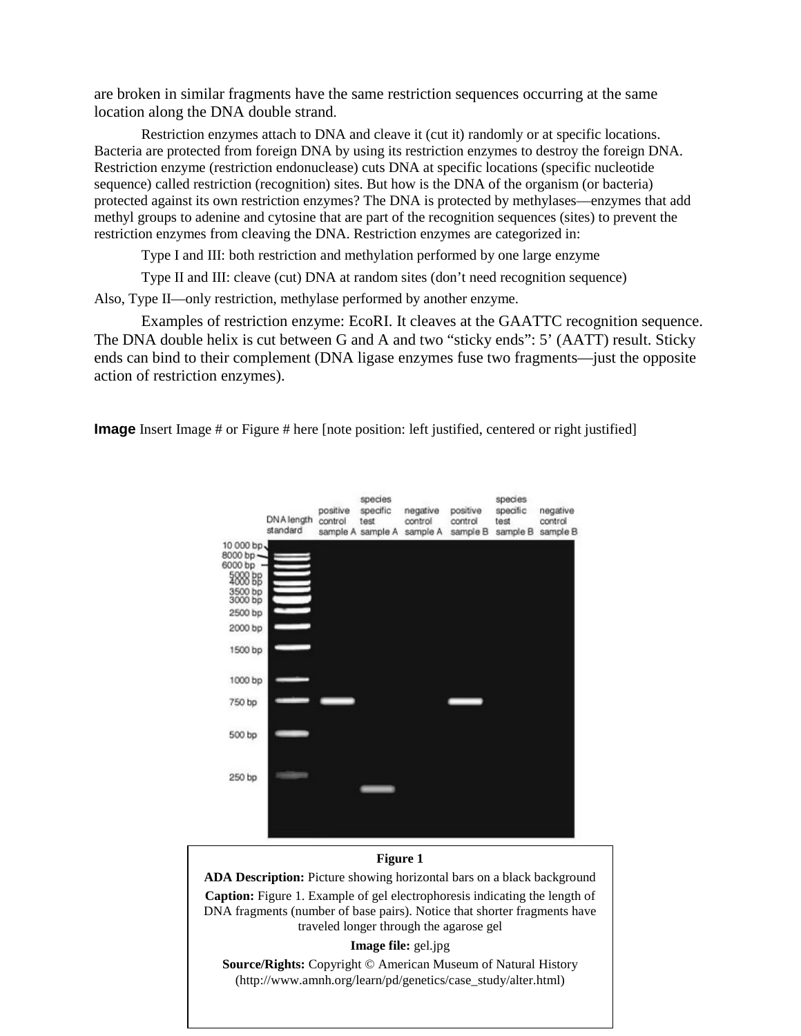are broken in similar fragments have the same restriction sequences occurring at the same location along the DNA double strand.

Restriction enzymes attach to DNA and cleave it (cut it) randomly or at specific locations. Bacteria are protected from foreign DNA by using its restriction enzymes to destroy the foreign DNA. Restriction enzyme (restriction endonuclease) cuts DNA at specific locations (specific nucleotide sequence) called restriction (recognition) sites. But how is the DNA of the organism (or bacteria) protected against its own restriction enzymes? The DNA is protected by methylases—enzymes that add methyl groups to adenine and cytosine that are part of the recognition sequences (sites) to prevent the restriction enzymes from cleaving the DNA. Restriction enzymes are categorized in:

Type I and III: both restriction and methylation performed by one large enzyme

Type II and III: cleave (cut) DNA at random sites (don't need recognition sequence)

Also, Type II—only restriction, methylase performed by another enzyme.

Examples of restriction enzyme: EcoRI. It cleaves at the GAATTC recognition sequence. The DNA double helix is cut between G and A and two "sticky ends": 5' (AATT) result. Sticky ends can bind to their complement (DNA ligase enzymes fuse two fragments—just the opposite action of restriction enzymes).

**Image** Insert Image # or Figure # here [note position: left justified, centered or right justified]

DNA length standard
positive control sample A
species specific test sample A
negative control sample A
positive control sample B
species specific test sample B
negative control sample B

10 000 bp
8000 bp
6000 bp
5000 bp
4000 bp
3500 bp
3000 bp
2500 bp
2000 bp
1500 bp
1000 bp
750 bp
500 bp
250 bp

**Figure 1**

**ADA Description:** Picture showing horizontal bars on a black background

**Caption:** Figure 1. Example of gel electrophoresis indicating the length of DNA fragments (number of base pairs). Notice that shorter fragments have traveled longer through the agarose gel

**Image file:** gel.jpg

**Source/Rights:** Copyright © American Museum of Natural History (http://www.amnh.org/learn/pd/genetics/case_study/alter.html)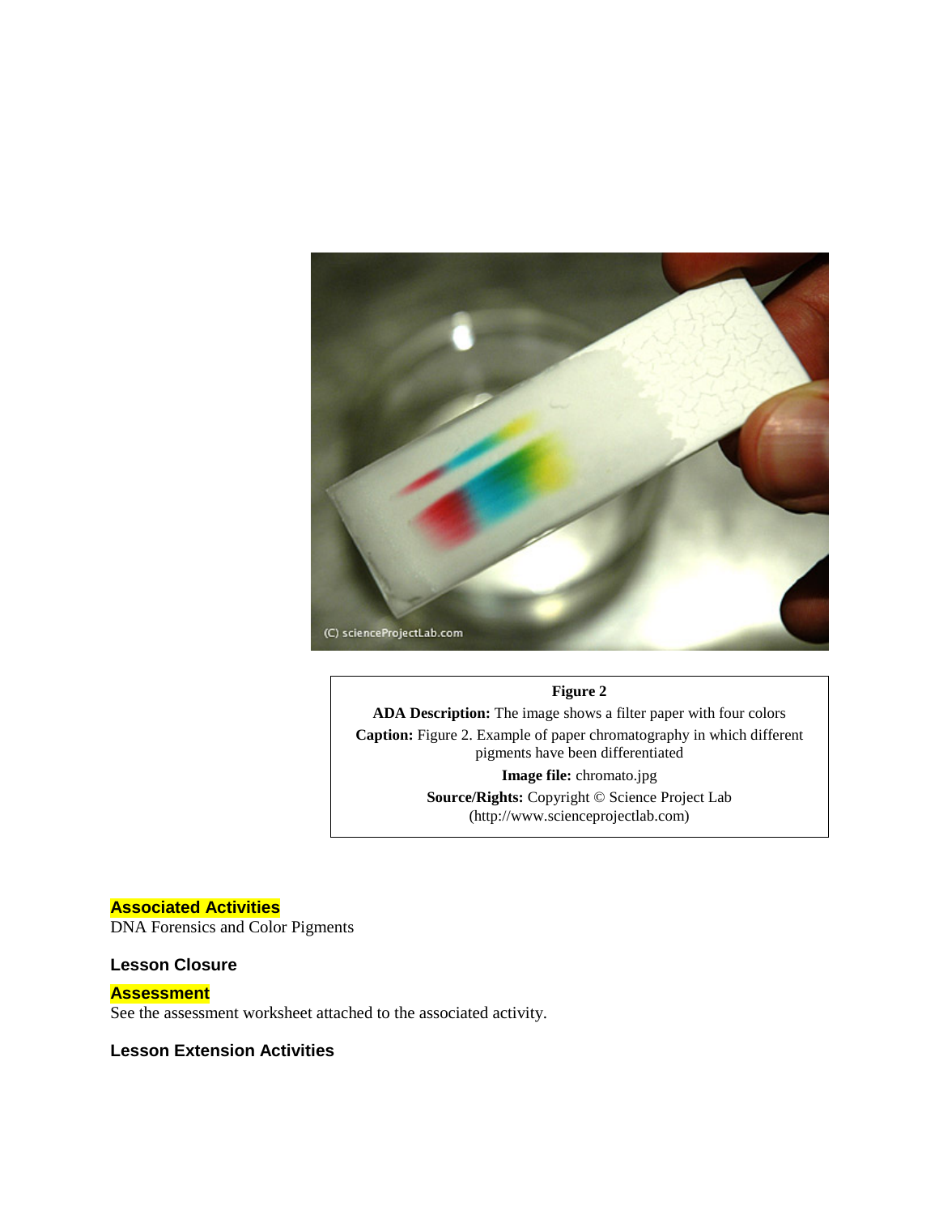**Figure 2**

**ADA Description:** The image shows a filter paper with four colors

**Caption:** Figure 2. Example of paper chromatography in which different pigments have been differentiated

**Image file:** chromato.jpg

**Source/Rights:** Copyright © Science Project Lab (http://www.scienceprojectlab.com)

## Associated Activities

DNA Forensics and Color Pigments

## Lesson Closure

## Assessment

See the assessment worksheet attached to the associated activity.

## Lesson Extension Activities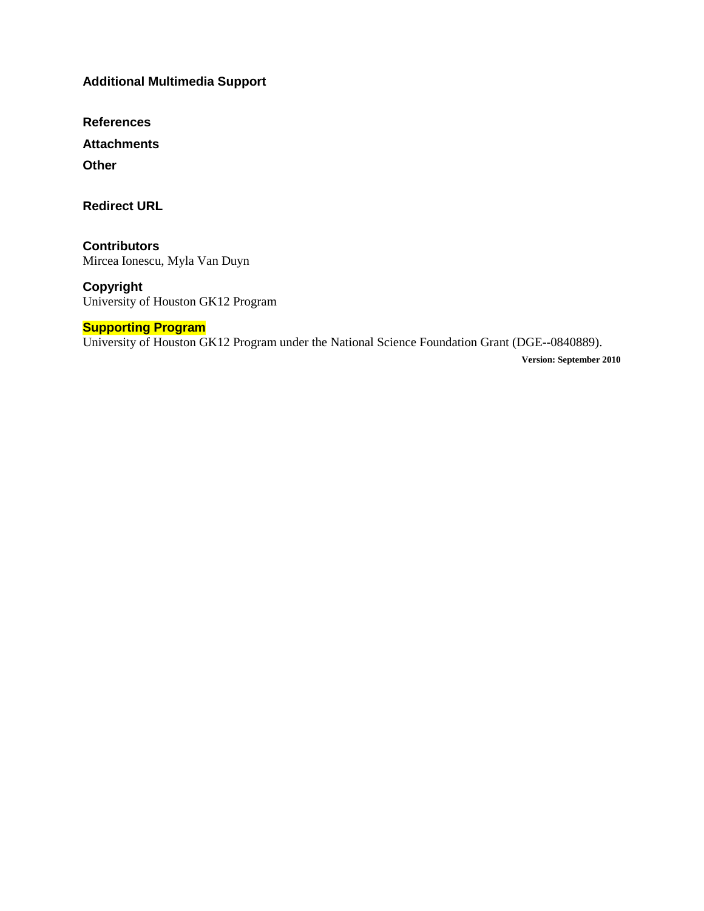### Additional Multimedia Support

### References

### Attachments

### Other

### Redirect URL

### Contributors

Mircea Ionescu, Myla Van Duyn

### Copyright

University of Houston GK12 Program

### Supporting Program

University of Houston GK12 Program under the National Science Foundation Grant (DGE--0840889).

**Version: September 2010**